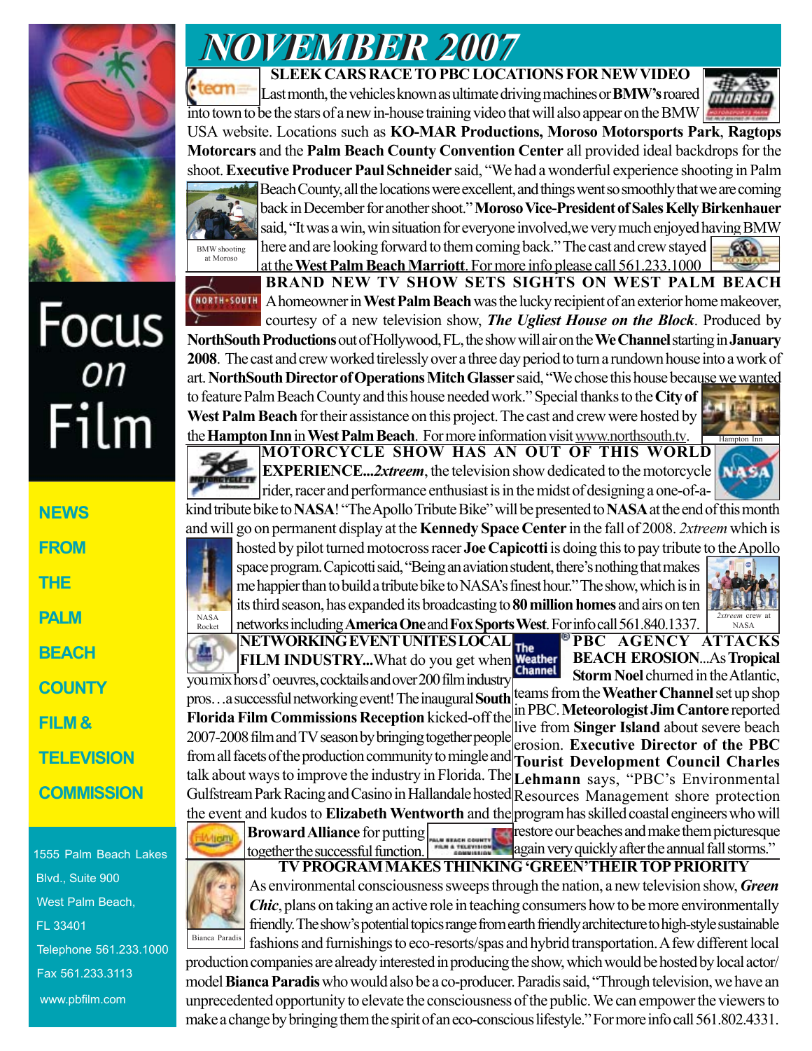# NOVEMBER 2007

## SLEEK CARS RACE TO PBC LOCATIONS FOR NEW VIDEO

Last month, the vehicles known as ultimate driving machines or **BMW's** roared into town to be the stars of a new in-house training video that will also appear on the BMW USA website. Locations such as **KO-MAR Productions, Moroso Motorsports Park**, **Ragtops Motorcars** and the **Palm Beach County Convention Center** all provided ideal backdrops for the shoot. **Executive Producer Paul Schneider** said, "We had a wonderful experience shooting in Palm Beach County, all the locations were excellent, and things went so smoothly that we are coming back in December for another shoot." **Moroso Vice-President of Sales Kelly Birkenhauer** said, "It was a win, win situation for everyone involved, we very much enjoyed having BMW here and are looking forward to them coming back." The cast and crew stayed at the **West Palm Beach Marriott**. For more info please call 561.233.1000

BMW shooting at Moroso

## BRAND NEW TV SHOW SETS SIGHTS ON WEST PALM BEACH

A homeowner in **West Palm Beach** was the lucky recipient of an exterior home makeover, courtesy of a new television show, ***The Ugliest House on the Block***. Produced by **NorthSouth Productions** out of Hollywood, FL, the show will air on the **We Channel** starting in **January 2008**. The cast and crew worked tirelessly over a three day period to turn a rundown house into a work of art. **NorthSouth Director of Operations Mitch Glasser** said, "We chose this house because we wanted to feature Palm Beach County and this house needed work." Special thanks to the **City of West Palm Beach** for their assistance on this project. The cast and crew were hosted by the **Hampton Inn** in **West Palm Beach**. For more information visit www.northsouth.tv.

Hampton Inn

## MOTORCYCLE SHOW HAS AN OUT OF THIS WORLD EXPERIENCE...

***2xtreem***, the television show dedicated to the motorcycle rider, racer and performance enthusiast is in the midst of designing a one-of-a-kind tribute bike to **NASA**! "The Apollo Tribute Bike" will be presented to **NASA** at the end of this month and will go on permanent display at the **Kennedy Space Center** in the fall of 2008. *2xtreem* which is hosted by pilot turned motocross racer **Joe Capicotti** is doing this to pay tribute to the Apollo space program. Capicotti said, "Being an aviation student, there's nothing that makes me happier than to build a tribute bike to NASA's finest hour." The show, which is in its third season, has expanded its broadcasting to **80 million homes** and airs on ten networks including **America One** and **Fox Sports West**. For info call 561.840.1337.

NASA Rocket

*2xtreem* crew at NASA

## NETWORKING EVENT UNITES LOCAL FILM INDUSTRY...

What do you get when you mix hors d' oeuvres, cocktails and over 200 film industry pros…a successful networking event! The inaugural **South Florida Film Commissions Reception** kicked-off the 2007-2008 film and TV season by bringing together people from all facets of the production community to mingle and talk about ways to improve the industry in Florida. The Gulfstream Park Racing and Casino in Hallandale hosted the event and kudos to **Elizabeth Wentworth** and the **Broward Alliance** for putting together the successful function.

## PBC AGENCY ATTACKS BEACH EROSION...

As **Tropical Storm Noel** churned in the Atlantic, teams from the **Weather Channel** set up shop in PBC. **Meteorologist Jim Cantore** reported live from **Singer Island** about severe beach erosion. **Executive Director of the PBC Tourist Development Council Charles Lehmann** says, "PBC's Environmental Resources Management shore protection program has skilled coastal engineers who will restore our beaches and make them picturesque again very quickly after the annual fall storms."

## TV PROGRAM MAKES THINKING 'GREEN' THEIR TOP PRIORITY

As environmental consciousness sweeps through the nation, a new television show, ***Green Chic***, plans on taking an active role in teaching consumers how to be more environmentally friendly. The show's potential topics range from earth friendly architecture to high-style sustainable fashions and furnishings to eco-resorts/spas and hybrid transportation. A few different local production companies are already interested in producing the show, which would be hosted by local actor/model **Bianca Paradis** who would also be a co-producer. Paradis said, "Through television, we have an unprecedented opportunity to elevate the consciousness of the public. We can empower the viewers to make a change by bringing them the spirit of an eco-conscious lifestyle." For more info call 561.802.4331.

Bianca Paradis

---

Focus on Film

NEWS FROM THE PALM BEACH COUNTY FILM & TELEVISION COMMISSION

1555 Palm Beach Lakes Blvd., Suite 900
West Palm Beach, FL 33401
Telephone 561.233.1000
Fax 561.233.3113
www.pbfilm.com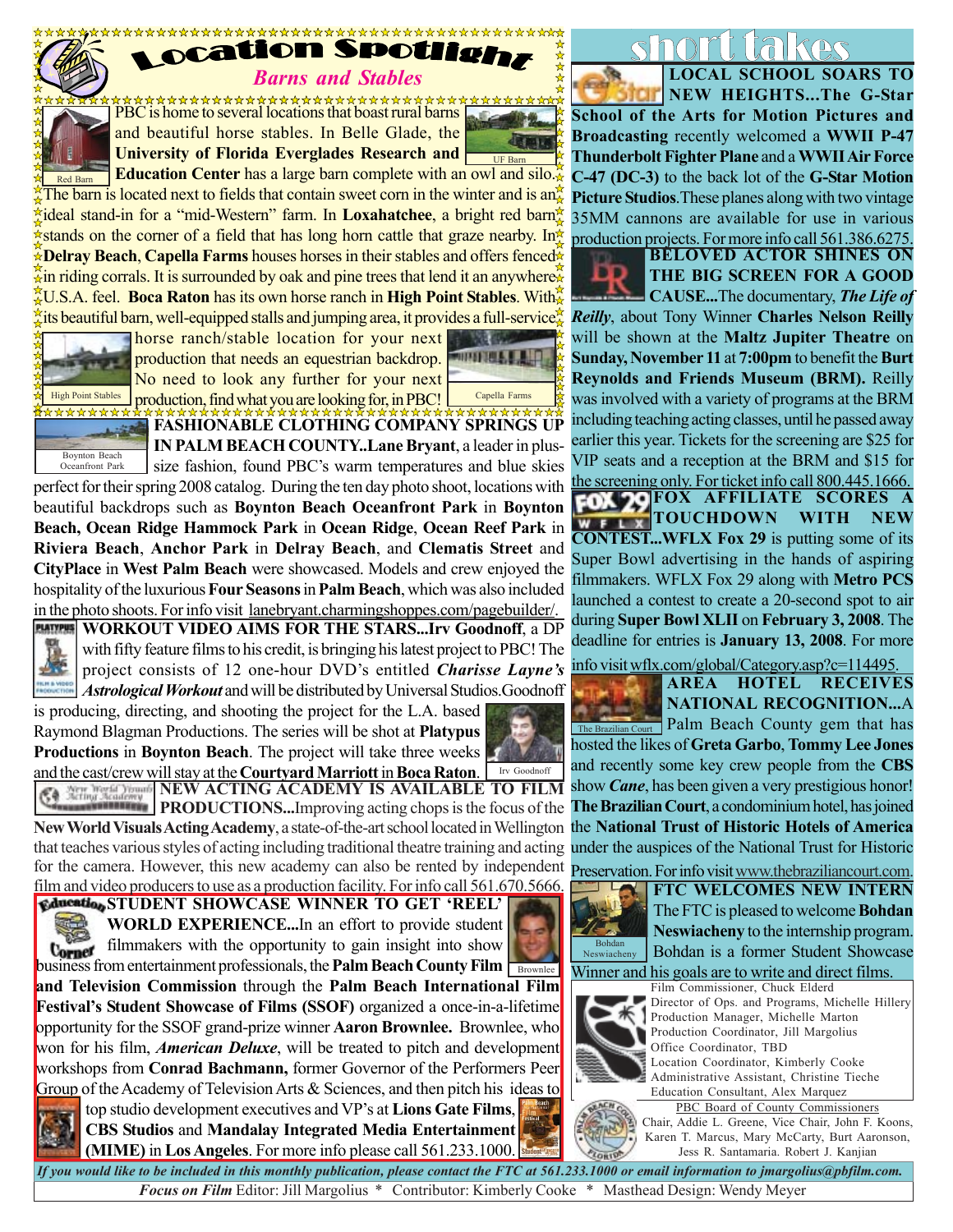# Location Spotlight

## *Barns and Stables*

Red Barn

UF Barn

PBC is home to several locations that boast rural barns and beautiful horse stables. In Belle Glade, the **University of Florida Everglades Research and Education Center** has a large barn complete with an owl and silo. The barn is located next to fields that contain sweet corn in the winter and is an ideal stand-in for a "mid-Western" farm. In **Loxahatchee**, a bright red barn stands on the corner of a field that has long horn cattle that graze nearby. In **Delray Beach**, **Capella Farms** houses horses in their stables and offers fenced in riding corrals. It is surrounded by oak and pine trees that lend it an anywhere U.S.A. feel. **Boca Raton** has its own horse ranch in **High Point Stables**. With its beautiful barn, well-equipped stalls and jumping area, it provides a full-service horse ranch/stable location for your next production that needs an equestrian backdrop. No need to look any further for your next production, find what you are looking for, in PBC!

High Point Stables

Capella Farms

Boynton Beach Oceanfront Park

**FASHIONABLE CLOTHING COMPANY SPRINGS UP IN PALM BEACH COUNTY..Lane Bryant**, a leader in plus-size fashion, found PBC's warm temperatures and blue skies perfect for their spring 2008 catalog. During the ten day photo shoot, locations with beautiful backdrops such as **Boynton Beach Oceanfront Park** in **Boynton Beach, Ocean Ridge Hammock Park** in **Ocean Ridge**, **Ocean Reef Park** in **Riviera Beach**, **Anchor Park** in **Delray Beach**, and **Clematis Street** and **CityPlace** in **West Palm Beach** were showcased. Models and crew enjoyed the hospitality of the luxurious **Four Seasons** in **Palm Beach**, which was also included in the photo shoots. For info visit lanebryant.charmingshoppes.com/pagebuilder/.

**WORKOUT VIDEO AIMS FOR THE STARS...Irv Goodnoff**, a DP with fifty feature films to his credit, is bringing his latest project to PBC! The project consists of 12 one-hour DVD's entitled ***Charisse Layne's Astrological Workout*** and will be distributed by Universal Studios. Goodnoff is producing, directing, and shooting the project for the L.A. based Raymond Blagman Productions. The series will be shot at **Platypus Productions** in **Boynton Beach**. The project will take three weeks and the cast/crew will stay at the **Courtyard Marriott** in **Boca Raton**.

Irv Goodnoff

**NEW ACTING ACADEMY IS AVAILABLE TO FILM PRODUCTIONS...**Improving acting chops is the focus of the **New World Visuals Acting Academy**, a state-of-the-art school located in Wellington that teaches various styles of acting including traditional theatre training and acting for the camera. However, this new academy can also be rented by independent film and video producers to use as a production facility. For info call 561.670.5666.

**STUDENT SHOWCASE WINNER TO GET 'REEL' WORLD EXPERIENCE...**In an effort to provide student filmmakers with the opportunity to gain insight into show business from entertainment professionals, the **Palm Beach County Film and Television Commission** through the **Palm Beach International Film Festival's Student Showcase of Films (SSOF)** organized a once-in-a-lifetime opportunity for the SSOF grand-prize winner **Aaron Brownlee.** Brownlee, who won for his film, ***American Deluxe***, will be treated to pitch and development workshops from **Conrad Bachmann,** former Governor of the Performers Peer Group of the Academy of Television Arts & Sciences, and then pitch his ideas to top studio development executives and VP's at **Lions Gate Films**, **CBS Studios** and **Mandalay Integrated Media Entertainment (MIME)** in **Los Angeles**. For more info please call 561.233.1000.

Brownlee

# short takes

**LOCAL SCHOOL SOARS TO NEW HEIGHTS...The G-Star School of the Arts for Motion Pictures and Broadcasting** recently welcomed a **WWII P-47 Thunderbolt Fighter Plane** and a **WWII Air Force C-47 (DC-3)** to the back lot of the **G-Star Motion Picture Studios**. These planes along with two vintage 35MM cannons are available for use in various production projects. For more info call 561.386.6275.

**BELOVED ACTOR SHINES ON THE BIG SCREEN FOR A GOOD CAUSE...**The documentary, ***The Life of Reilly***, about Tony Winner **Charles Nelson Reilly** will be shown at the **Maltz Jupiter Theatre** on **Sunday, November 11** at **7:00pm** to benefit the **Burt Reynolds and Friends Museum (BRM).** Reilly was involved with a variety of programs at the BRM including teaching acting classes, until he passed away earlier this year. Tickets for the screening are $25 for VIP seats and a reception at the BRM and $15 for the screening only. For ticket info call 800.445.1666.

**FOX AFFILIATE SCORES A TOUCHDOWN WITH NEW CONTEST...WFLX Fox 29** is putting some of its Super Bowl advertising in the hands of aspiring filmmakers. WFLX Fox 29 along with **Metro PCS** launched a contest to create a 20-second spot to air during **Super Bowl XLII** on **February 3, 2008**. The deadline for entries is **January 13, 2008**. For more info visit wflx.com/global/Category.asp?c=114495.

**AREA HOTEL RECEIVES NATIONAL RECOGNITION...**A Palm Beach County gem that has hosted the likes of **Greta Garbo**, **Tommy Lee Jones** and recently some key crew people from the **CBS** show ***Cane***, has been given a very prestigious honor! **The Brazilian Court**, a condominium hotel, has joined the **National Trust of Historic Hotels of America** under the auspices of the National Trust for Historic Preservation. For info visit www.thebraziliancourt.com.

The Brazilian Court

**FTC WELCOMES NEW INTERN** The FTC is pleased to welcome **Bohdan Neswiacheny** to the internship program. Bohdan is a former Student Showcase Winner and his goals are to write and direct films.

Bohdan Neswiacheny

Film Commissioner, Chuck Elderd
Director of Ops. and Programs, Michelle Hillery
Production Manager, Michelle Marton
Production Coordinator, Jill Margolius
Office Coordinator, TBD
Location Coordinator, Kimberly Cooke
Administrative Assistant, Christine Tieche
Education Consultant, Alex Marquez

PBC Board of County Commissioners
Chair, Addie L. Greene, Vice Chair, John F. Koons, Karen T. Marcus, Mary McCarty, Burt Aaronson, Jess R. Santamaria. Robert J. Kanjian

*If you would like to be included in this monthly publication, please contact the FTC at 561.233.1000 or email information to jmargolius@pbfilm.com.*

***Focus on Film*** Editor: Jill Margolius * Contributor: Kimberly Cooke * Masthead Design: Wendy Meyer